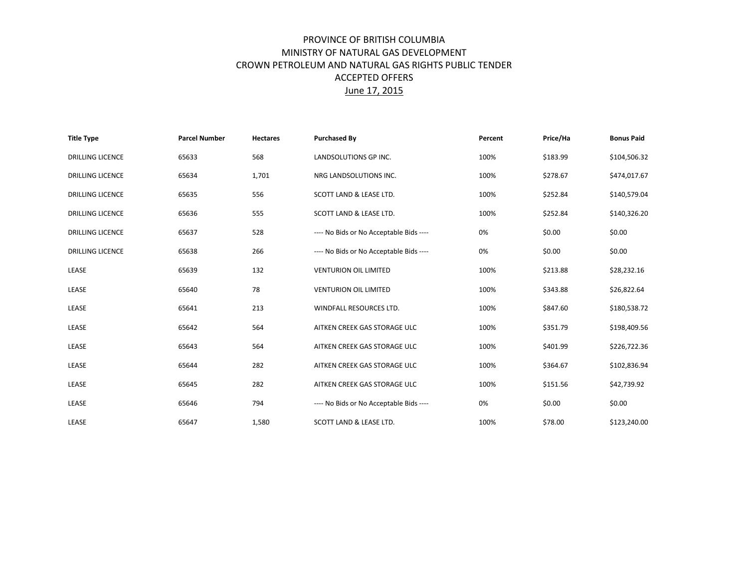# PROVINCE OF BRITISH COLUMBIA
## MINISTRY OF NATURAL GAS DEVELOPMENT
## CROWN PETROLEUM AND NATURAL GAS RIGHTS PUBLIC TENDER
## ACCEPTED OFFERS
## June 17, 2015

| Title Type | Parcel Number | Hectares | Purchased By | Percent | Price/Ha | Bonus Paid |
|---|---|---|---|---|---|---|
| DRILLING LICENCE | 65633 | 568 | LANDSOLUTIONS GP INC. | 100% | $183.99 | $104,506.32 |
| DRILLING LICENCE | 65634 | 1,701 | NRG LANDSOLUTIONS INC. | 100% | $278.67 | $474,017.67 |
| DRILLING LICENCE | 65635 | 556 | SCOTT LAND & LEASE LTD. | 100% | $252.84 | $140,579.04 |
| DRILLING LICENCE | 65636 | 555 | SCOTT LAND & LEASE LTD. | 100% | $252.84 | $140,326.20 |
| DRILLING LICENCE | 65637 | 528 | ---- No Bids or No Acceptable Bids ---- | 0% | $0.00 | $0.00 |
| DRILLING LICENCE | 65638 | 266 | ---- No Bids or No Acceptable Bids ---- | 0% | $0.00 | $0.00 |
| LEASE | 65639 | 132 | VENTURION OIL LIMITED | 100% | $213.88 | $28,232.16 |
| LEASE | 65640 | 78 | VENTURION OIL LIMITED | 100% | $343.88 | $26,822.64 |
| LEASE | 65641 | 213 | WINDFALL RESOURCES LTD. | 100% | $847.60 | $180,538.72 |
| LEASE | 65642 | 564 | AITKEN CREEK GAS STORAGE ULC | 100% | $351.79 | $198,409.56 |
| LEASE | 65643 | 564 | AITKEN CREEK GAS STORAGE ULC | 100% | $401.99 | $226,722.36 |
| LEASE | 65644 | 282 | AITKEN CREEK GAS STORAGE ULC | 100% | $364.67 | $102,836.94 |
| LEASE | 65645 | 282 | AITKEN CREEK GAS STORAGE ULC | 100% | $151.56 | $42,739.92 |
| LEASE | 65646 | 794 | ---- No Bids or No Acceptable Bids ---- | 0% | $0.00 | $0.00 |
| LEASE | 65647 | 1,580 | SCOTT LAND & LEASE LTD. | 100% | $78.00 | $123,240.00 |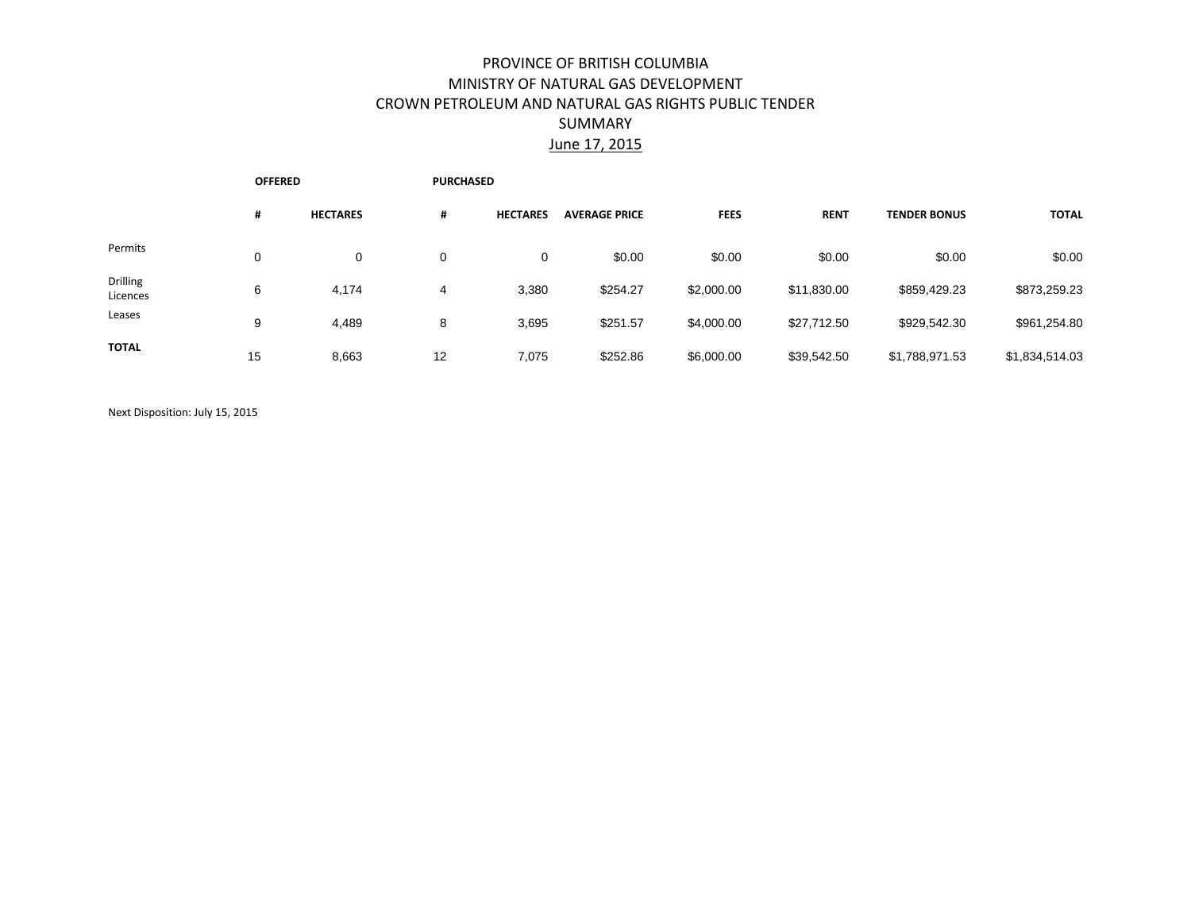PROVINCE OF BRITISH COLUMBIA

MINISTRY OF NATURAL GAS DEVELOPMENT

CROWN PETROLEUM AND NATURAL GAS RIGHTS PUBLIC TENDER

SUMMARY

June 17, 2015

| | OFFERED | | PURCHASED | | | | | | |
|---|---|---|---|---|---|---|---|---|---|
| | # | HECTARES | # | HECTARES | AVERAGE PRICE | FEES | RENT | TENDER BONUS | TOTAL |
| Permits | 0 | 0 | 0 | 0 | $0.00 | $0.00 | $0.00 | $0.00 | $0.00 |
| Drilling Licences | 6 | 4,174 | 4 | 3,380 | $254.27 | $2,000.00 | $11,830.00 | $859,429.23 | $873,259.23 |
| Leases | 9 | 4,489 | 8 | 3,695 | $251.57 | $4,000.00 | $27,712.50 | $929,542.30 | $961,254.80 |
| **TOTAL** | 15 | 8,663 | 12 | 7,075 | $252.86 | $6,000.00 | $39,542.50 | $1,788,971.53 | $1,834,514.03 |

Next Disposition: July 15, 2015